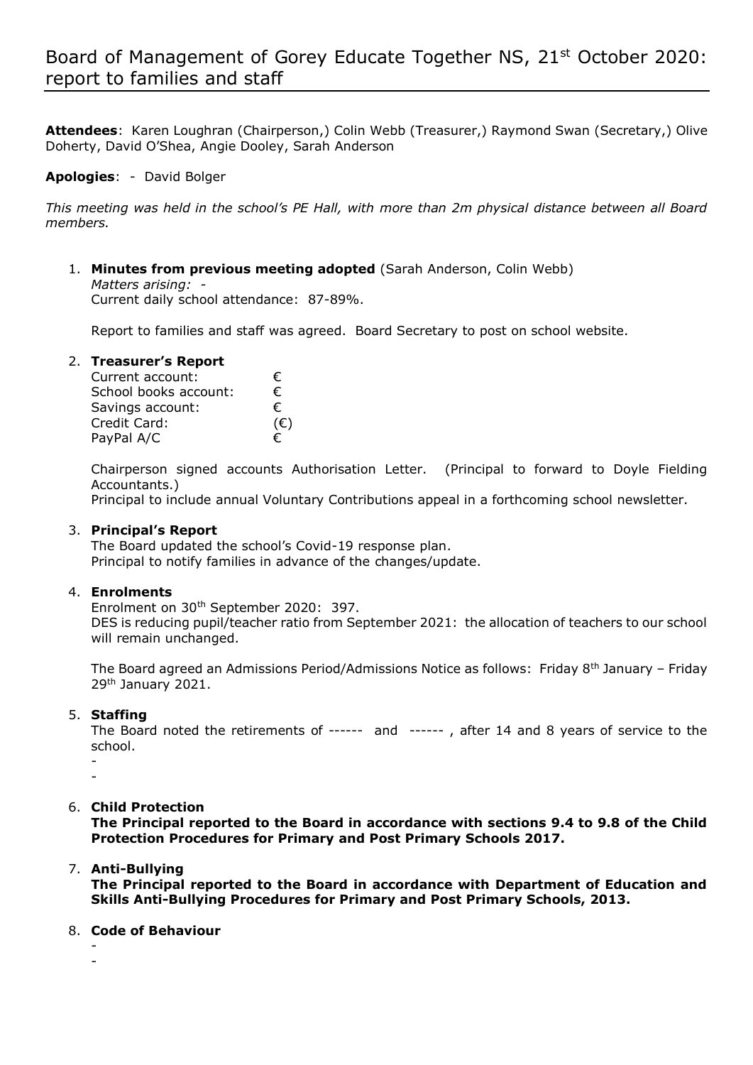# Board of Management of Gorey Educate Together NS, 21st October 2020: report to families and staff

**Attendees**: Karen Loughran (Chairperson,) Colin Webb (Treasurer,) Raymond Swan (Secretary,) Olive Doherty, David O'Shea, Angie Dooley, Sarah Anderson

**Apologies**: - David Bolger

*This meeting was held in the school's PE Hall, with more than 2m physical distance between all Board members.*

1. **Minutes from previous meeting adopted** (Sarah Anderson, Colin Webb)
   *Matters arising:* -
   Current daily school attendance: 87-89%.

   Report to families and staff was agreed. Board Secretary to post on school website.

2. **Treasurer's Report**

   | | |
   |---|---|
   | Current account: | € |
   | School books account: | € |
   | Savings account: | € |
   | Credit Card: | (€) |
   | PayPal A/C | € |

   Chairperson signed accounts Authorisation Letter. (Principal to forward to Doyle Fielding Accountants.)
   Principal to include annual Voluntary Contributions appeal in a forthcoming school newsletter.

3. **Principal's Report**
   The Board updated the school's Covid-19 response plan.
   Principal to notify families in advance of the changes/update.

4. **Enrolments**
   Enrolment on 30th September 2020: 397.
   DES is reducing pupil/teacher ratio from September 2021: the allocation of teachers to our school will remain unchanged.

   The Board agreed an Admissions Period/Admissions Notice as follows: Friday 8th January – Friday 29th January 2021.

5. **Staffing**
   The Board noted the retirements of ------ and ------ , after 14 and 8 years of service to the school.
   -
   -

6. **Child Protection**
   **The Principal reported to the Board in accordance with sections 9.4 to 9.8 of the Child Protection Procedures for Primary and Post Primary Schools 2017.**

7. **Anti-Bullying**
   **The Principal reported to the Board in accordance with Department of Education and Skills Anti-Bullying Procedures for Primary and Post Primary Schools, 2013.**

8. **Code of Behaviour**
   -
   -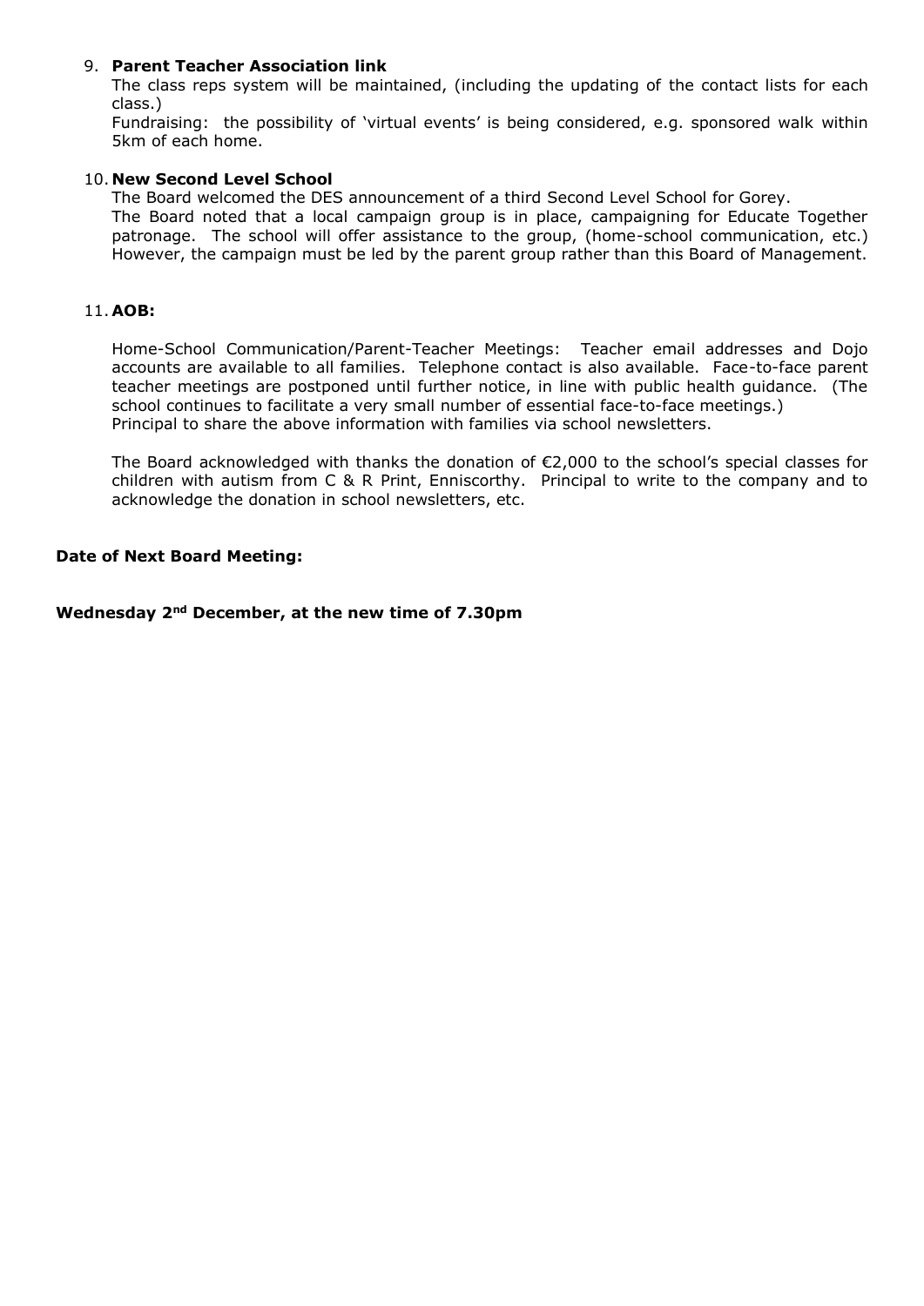9. **Parent Teacher Association link**

   The class reps system will be maintained, (including the updating of the contact lists for each class.)

   Fundraising: the possibility of 'virtual events' is being considered, e.g. sponsored walk within 5km of each home.

10. **New Second Level School**

    The Board welcomed the DES announcement of a third Second Level School for Gorey.

    The Board noted that a local campaign group is in place, campaigning for Educate Together patronage. The school will offer assistance to the group, (home-school communication, etc.) However, the campaign must be led by the parent group rather than this Board of Management.

11. **AOB:**

    Home-School Communication/Parent-Teacher Meetings: Teacher email addresses and Dojo accounts are available to all families. Telephone contact is also available. Face-to-face parent teacher meetings are postponed until further notice, in line with public health guidance. (The school continues to facilitate a very small number of essential face-to-face meetings.)

    Principal to share the above information with families via school newsletters.

    The Board acknowledged with thanks the donation of €2,000 to the school's special classes for children with autism from C & R Print, Enniscorthy. Principal to write to the company and to acknowledge the donation in school newsletters, etc.

**Date of Next Board Meeting:**

**Wednesday 2nd December, at the new time of 7.30pm**